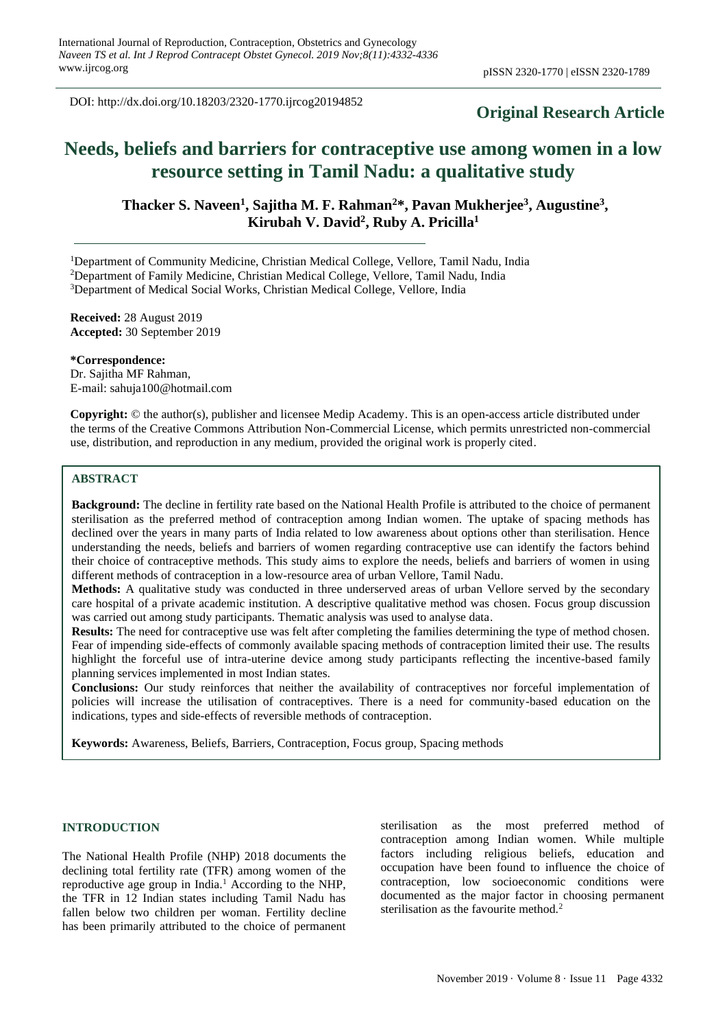DOI: http://dx.doi.org/10.18203/2320-1770.ijrcog20194852

**Original Research Article**

# Needs, beliefs and barriers for contraceptive use among women in a low resource setting in Tamil Nadu: a qualitative study

**Thacker S. Naveen[1], Sajitha M. F. Rahman[2]*, Pavan Mukherjee[3], Augustine[3], Kirubah V. David[2], Ruby A. Pricilla[1]**

[1]Department of Community Medicine, Christian Medical College, Vellore, Tamil Nadu, India
[2]Department of Family Medicine, Christian Medical College, Vellore, Tamil Nadu, India
[3]Department of Medical Social Works, Christian Medical College, Vellore, India

**Received:** 28 August 2019
**Accepted:** 30 September 2019

**\*Correspondence:**
Dr. Sajitha MF Rahman,
E-mail: sahuja100@hotmail.com

**Copyright:** © the author(s), publisher and licensee Medip Academy. This is an open-access article distributed under the terms of the Creative Commons Attribution Non-Commercial License, which permits unrestricted non-commercial use, distribution, and reproduction in any medium, provided the original work is properly cited.

## ABSTRACT

**Background:** The decline in fertility rate based on the National Health Profile is attributed to the choice of permanent sterilisation as the preferred method of contraception among Indian women. The uptake of spacing methods has declined over the years in many parts of India related to low awareness about options other than sterilisation. Hence understanding the needs, beliefs and barriers of women regarding contraceptive use can identify the factors behind their choice of contraceptive methods. This study aims to explore the needs, beliefs and barriers of women in using different methods of contraception in a low-resource area of urban Vellore, Tamil Nadu.

**Methods:** A qualitative study was conducted in three underserved areas of urban Vellore served by the secondary care hospital of a private academic institution. A descriptive qualitative method was chosen. Focus group discussion was carried out among study participants. Thematic analysis was used to analyse data.

**Results:** The need for contraceptive use was felt after completing the families determining the type of method chosen. Fear of impending side-effects of commonly available spacing methods of contraception limited their use. The results highlight the forceful use of intra-uterine device among study participants reflecting the incentive-based family planning services implemented in most Indian states.

**Conclusions:** Our study reinforces that neither the availability of contraceptives nor forceful implementation of policies will increase the utilisation of contraceptives. There is a need for community-based education on the indications, types and side-effects of reversible methods of contraception.

**Keywords:** Awareness, Beliefs, Barriers, Contraception, Focus group, Spacing methods

## INTRODUCTION

The National Health Profile (NHP) 2018 documents the declining total fertility rate (TFR) among women of the reproductive age group in India.[1] According to the NHP, the TFR in 12 Indian states including Tamil Nadu has fallen below two children per woman. Fertility decline has been primarily attributed to the choice of permanent sterilisation as the most preferred method of contraception among Indian women. While multiple factors including religious beliefs, education and occupation have been found to influence the choice of contraception, low socioeconomic conditions were documented as the major factor in choosing permanent sterilisation as the favourite method.[2]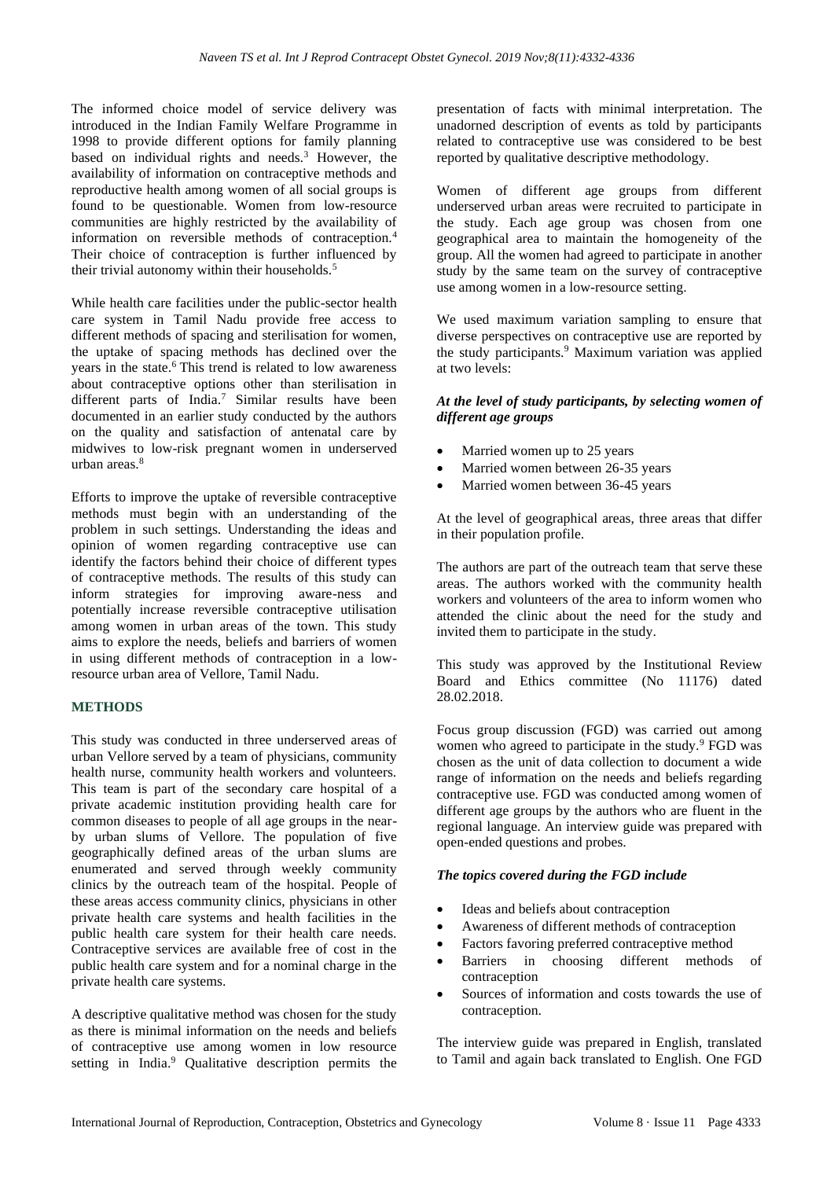The informed choice model of service delivery was introduced in the Indian Family Welfare Programme in 1998 to provide different options for family planning based on individual rights and needs.[3] However, the availability of information on contraceptive methods and reproductive health among women of all social groups is found to be questionable. Women from low-resource communities are highly restricted by the availability of information on reversible methods of contraception.[4] Their choice of contraception is further influenced by their trivial autonomy within their households.[5]

While health care facilities under the public-sector health care system in Tamil Nadu provide free access to different methods of spacing and sterilisation for women, the uptake of spacing methods has declined over the years in the state.[6] This trend is related to low awareness about contraceptive options other than sterilisation in different parts of India.[7] Similar results have been documented in an earlier study conducted by the authors on the quality and satisfaction of antenatal care by midwives to low-risk pregnant women in underserved urban areas.[8]

Efforts to improve the uptake of reversible contraceptive methods must begin with an understanding of the problem in such settings. Understanding the ideas and opinion of women regarding contraceptive use can identify the factors behind their choice of different types of contraceptive methods. The results of this study can inform strategies for improving aware-ness and potentially increase reversible contraceptive utilisation among women in urban areas of the town. This study aims to explore the needs, beliefs and barriers of women in using different methods of contraception in a low-resource urban area of Vellore, Tamil Nadu.

## METHODS

This study was conducted in three underserved areas of urban Vellore served by a team of physicians, community health nurse, community health workers and volunteers. This team is part of the secondary care hospital of a private academic institution providing health care for common diseases to people of all age groups in the near-by urban slums of Vellore. The population of five geographically defined areas of the urban slums are enumerated and served through weekly community clinics by the outreach team of the hospital. People of these areas access community clinics, physicians in other private health care systems and health facilities in the public health care system for their health care needs. Contraceptive services are available free of cost in the public health care system and for a nominal charge in the private health care systems.

A descriptive qualitative method was chosen for the study as there is minimal information on the needs and beliefs of contraceptive use among women in low resource setting in India.[9] Qualitative description permits the presentation of facts with minimal interpretation. The unadorned description of events as told by participants related to contraceptive use was considered to be best reported by qualitative descriptive methodology.

Women of different age groups from different underserved urban areas were recruited to participate in the study. Each age group was chosen from one geographical area to maintain the homogeneity of the group. All the women had agreed to participate in another study by the same team on the survey of contraceptive use among women in a low-resource setting.

We used maximum variation sampling to ensure that diverse perspectives on contraceptive use are reported by the study participants.[9] Maximum variation was applied at two levels:

### *At the level of study participants, by selecting women of different age groups*

- Married women up to 25 years
- Married women between 26-35 years
- Married women between 36-45 years

At the level of geographical areas, three areas that differ in their population profile.

The authors are part of the outreach team that serve these areas. The authors worked with the community health workers and volunteers of the area to inform women who attended the clinic about the need for the study and invited them to participate in the study.

This study was approved by the Institutional Review Board and Ethics committee (No 11176) dated 28.02.2018.

Focus group discussion (FGD) was carried out among women who agreed to participate in the study.[9] FGD was chosen as the unit of data collection to document a wide range of information on the needs and beliefs regarding contraceptive use. FGD was conducted among women of different age groups by the authors who are fluent in the regional language. An interview guide was prepared with open-ended questions and probes.

### *The topics covered during the FGD include*

- Ideas and beliefs about contraception
- Awareness of different methods of contraception
- Factors favoring preferred contraceptive method
- Barriers in choosing different methods of contraception
- Sources of information and costs towards the use of contraception.

The interview guide was prepared in English, translated to Tamil and again back translated to English. One FGD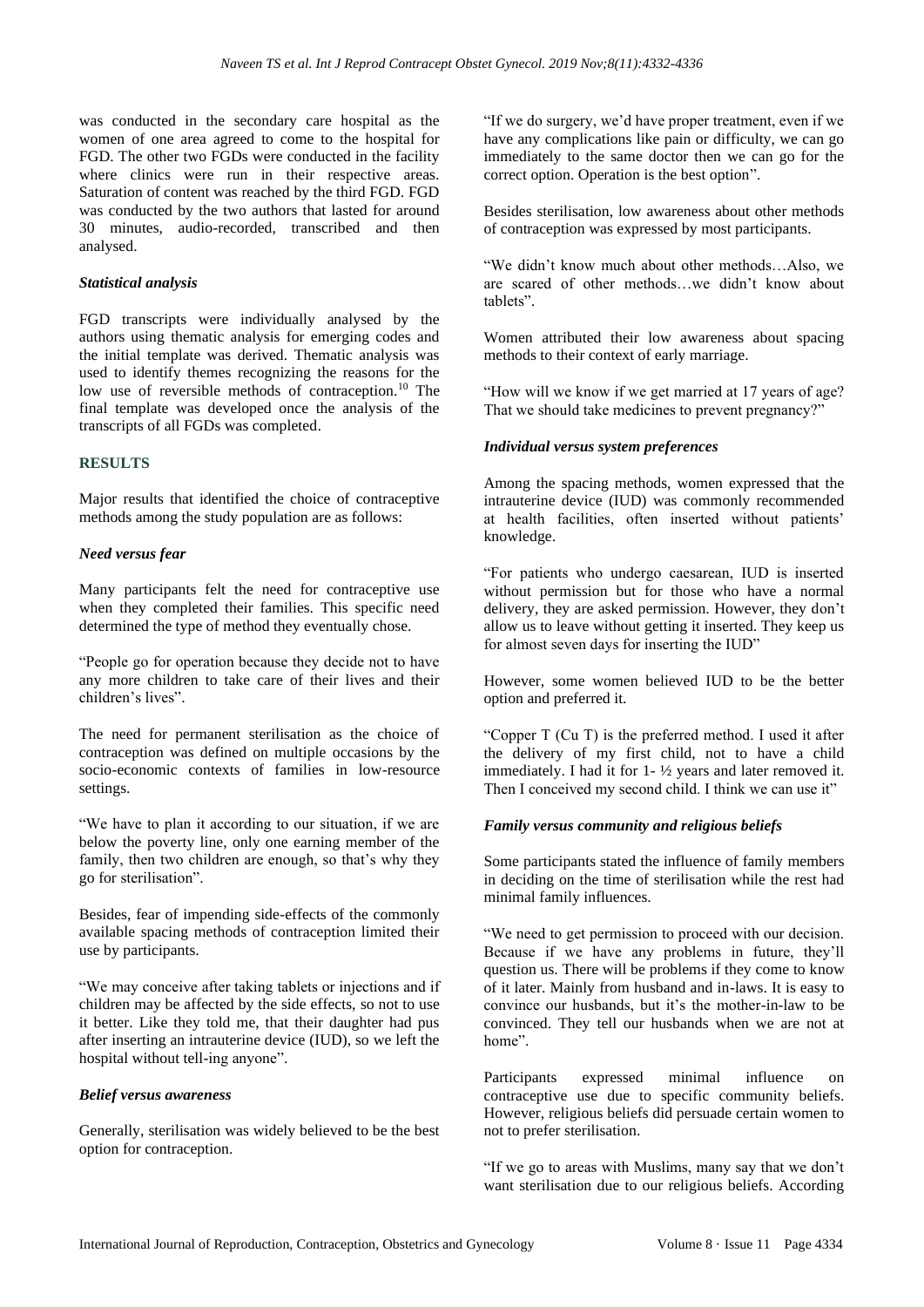was conducted in the secondary care hospital as the women of one area agreed to come to the hospital for FGD. The other two FGDs were conducted in the facility where clinics were run in their respective areas. Saturation of content was reached by the third FGD. FGD was conducted by the two authors that lasted for around 30 minutes, audio-recorded, transcribed and then analysed.

### *Statistical analysis*

FGD transcripts were individually analysed by the authors using thematic analysis for emerging codes and the initial template was derived. Thematic analysis was used to identify themes recognizing the reasons for the low use of reversible methods of contraception.[10] The final template was developed once the analysis of the transcripts of all FGDs was completed.

## RESULTS

Major results that identified the choice of contraceptive methods among the study population are as follows:

### *Need versus fear*

Many participants felt the need for contraceptive use when they completed their families. This specific need determined the type of method they eventually chose.

"People go for operation because they decide not to have any more children to take care of their lives and their children's lives".

The need for permanent sterilisation as the choice of contraception was defined on multiple occasions by the socio-economic contexts of families in low-resource settings.

"We have to plan it according to our situation, if we are below the poverty line, only one earning member of the family, then two children are enough, so that's why they go for sterilisation".

Besides, fear of impending side-effects of the commonly available spacing methods of contraception limited their use by participants.

"We may conceive after taking tablets or injections and if children may be affected by the side effects, so not to use it better. Like they told me, that their daughter had pus after inserting an intrauterine device (IUD), so we left the hospital without tell-ing anyone".

### *Belief versus awareness*

Generally, sterilisation was widely believed to be the best option for contraception.

"If we do surgery, we'd have proper treatment, even if we have any complications like pain or difficulty, we can go immediately to the same doctor then we can go for the correct option. Operation is the best option".

Besides sterilisation, low awareness about other methods of contraception was expressed by most participants.

"We didn't know much about other methods…Also, we are scared of other methods…we didn't know about tablets".

Women attributed their low awareness about spacing methods to their context of early marriage.

"How will we know if we get married at 17 years of age? That we should take medicines to prevent pregnancy?"

### *Individual versus system preferences*

Among the spacing methods, women expressed that the intrauterine device (IUD) was commonly recommended at health facilities, often inserted without patients' knowledge.

"For patients who undergo caesarean, IUD is inserted without permission but for those who have a normal delivery, they are asked permission. However, they don't allow us to leave without getting it inserted. They keep us for almost seven days for inserting the IUD"

However, some women believed IUD to be the better option and preferred it.

"Copper T (Cu T) is the preferred method. I used it after the delivery of my first child, not to have a child immediately. I had it for 1- ½ years and later removed it. Then I conceived my second child. I think we can use it"

### *Family versus community and religious beliefs*

Some participants stated the influence of family members in deciding on the time of sterilisation while the rest had minimal family influences.

"We need to get permission to proceed with our decision. Because if we have any problems in future, they'll question us. There will be problems if they come to know of it later. Mainly from husband and in-laws. It is easy to convince our husbands, but it's the mother-in-law to be convinced. They tell our husbands when we are not at home".

Participants expressed minimal influence on contraceptive use due to specific community beliefs. However, religious beliefs did persuade certain women to not to prefer sterilisation.

"If we go to areas with Muslims, many say that we don't want sterilisation due to our religious beliefs. According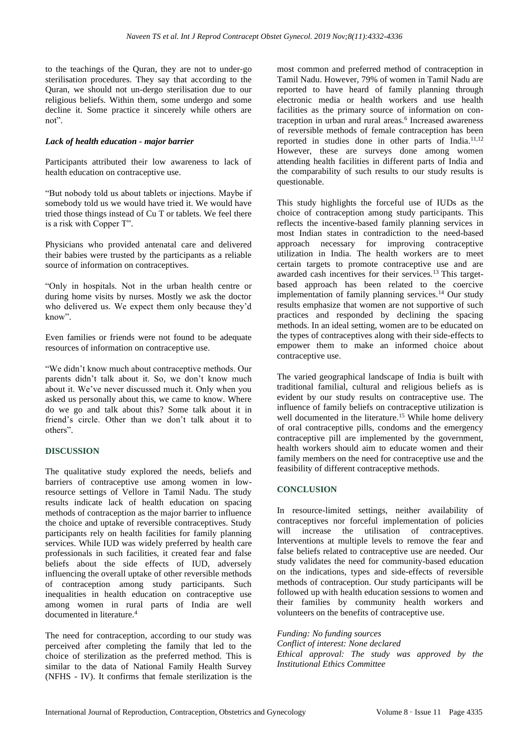to the teachings of the Quran, they are not to under-go sterilisation procedures. They say that according to the Quran, we should not un-dergo sterilisation due to our religious beliefs. Within them, some undergo and some decline it. Some practice it sincerely while others are not".

***Lack of health education - major barrier***

Participants attributed their low awareness to lack of health education on contraceptive use.

"But nobody told us about tablets or injections. Maybe if somebody told us we would have tried it. We would have tried those things instead of Cu T or tablets. We feel there is a risk with Copper T".

Physicians who provided antenatal care and delivered their babies were trusted by the participants as a reliable source of information on contraceptives.

"Only in hospitals. Not in the urban health centre or during home visits by nurses. Mostly we ask the doctor who delivered us. We expect them only because they'd know".

Even families or friends were not found to be adequate resources of information on contraceptive use.

"We didn't know much about contraceptive methods. Our parents didn't talk about it. So, we don't know much about it. We've never discussed much it. Only when you asked us personally about this, we came to know. Where do we go and talk about this? Some talk about it in friend's circle. Other than we don't talk about it to others".

## DISCUSSION

The qualitative study explored the needs, beliefs and barriers of contraceptive use among women in low-resource settings of Vellore in Tamil Nadu. The study results indicate lack of health education on spacing methods of contraception as the major barrier to influence the choice and uptake of reversible contraceptives. Study participants rely on health facilities for family planning services. While IUD was widely preferred by health care professionals in such facilities, it created fear and false beliefs about the side effects of IUD, adversely influencing the overall uptake of other reversible methods of contraception among study participants. Such inequalities in health education on contraceptive use among women in rural parts of India are well documented in literature.[4]

The need for contraception, according to our study was perceived after completing the family that led to the choice of sterilization as the preferred method. This is similar to the data of National Family Health Survey (NFHS - IV). It confirms that female sterilization is the most common and preferred method of contraception in Tamil Nadu. However, 79% of women in Tamil Nadu are reported to have heard of family planning through electronic media or health workers and use health facilities as the primary source of information on contraception in urban and rural areas.[6] Increased awareness of reversible methods of female contraception has been reported in studies done in other parts of India.[11,12] However, these are surveys done among women attending health facilities in different parts of India and the comparability of such results to our study results is questionable.

This study highlights the forceful use of IUDs as the choice of contraception among study participants. This reflects the incentive-based family planning services in most Indian states in contradiction to the need-based approach necessary for improving contraceptive utilization in India. The health workers are to meet certain targets to promote contraceptive use and are awarded cash incentives for their services.[13] This target-based approach has been related to the coercive implementation of family planning services.[14] Our study results emphasize that women are not supportive of such practices and responded by declining the spacing methods. In an ideal setting, women are to be educated on the types of contraceptives along with their side-effects to empower them to make an informed choice about contraceptive use.

The varied geographical landscape of India is built with traditional familial, cultural and religious beliefs as is evident by our study results on contraceptive use. The influence of family beliefs on contraceptive utilization is well documented in the literature.[15] While home delivery of oral contraceptive pills, condoms and the emergency contraceptive pill are implemented by the government, health workers should aim to educate women and their family members on the need for contraceptive use and the feasibility of different contraceptive methods.

## CONCLUSION

In resource-limited settings, neither availability of contraceptives nor forceful implementation of policies will increase the utilisation of contraceptives. Interventions at multiple levels to remove the fear and false beliefs related to contraceptive use are needed. Our study validates the need for community-based education on the indications, types and side-effects of reversible methods of contraception. Our study participants will be followed up with health education sessions to women and their families by community health workers and volunteers on the benefits of contraceptive use.

*Funding: No funding sources*
*Conflict of interest: None declared*
*Ethical approval: The study was approved by the Institutional Ethics Committee*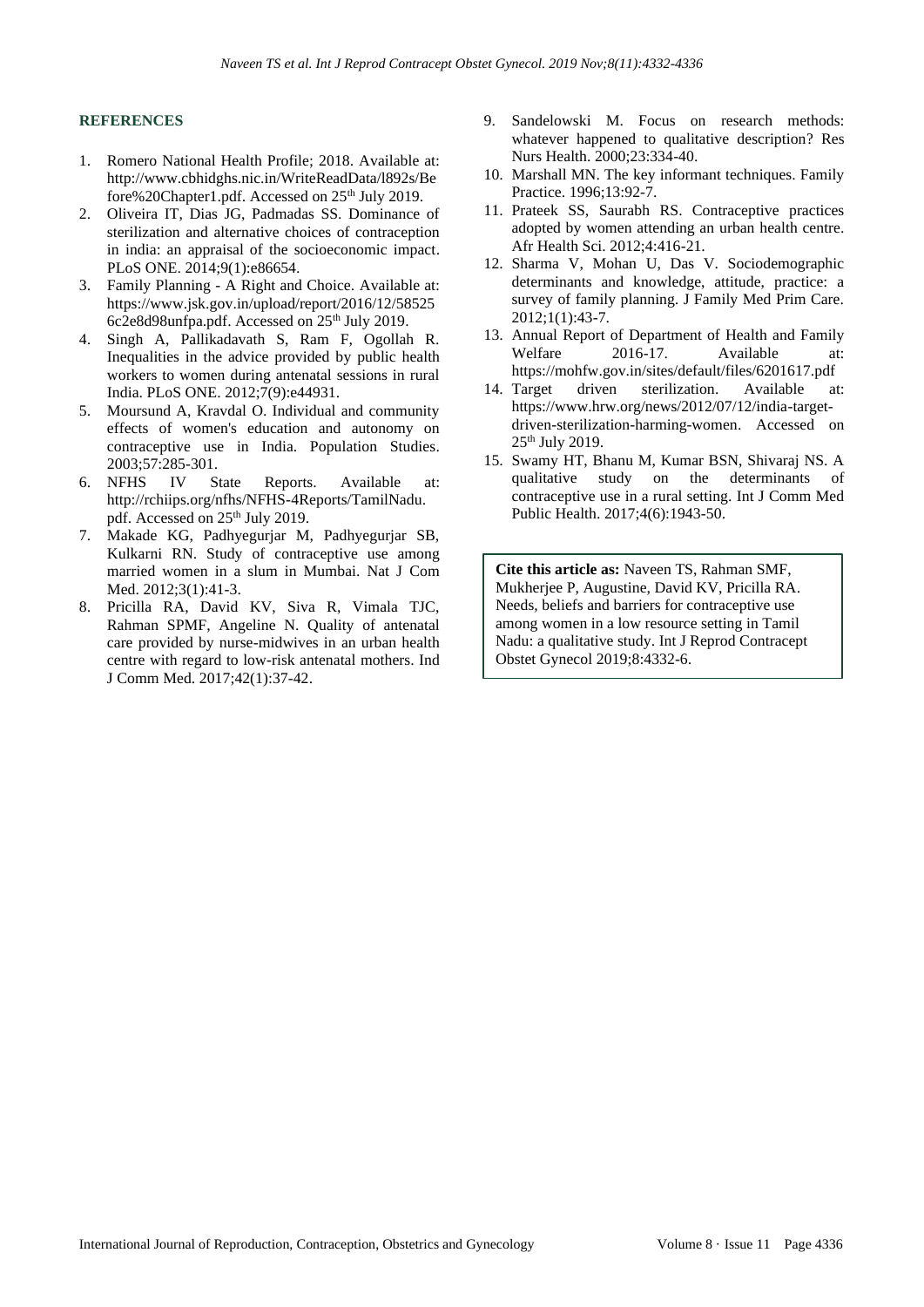## REFERENCES

1. Romero National Health Profile; 2018. Available at: http://www.cbhidghs.nic.in/WriteReadData/l892s/Before%20Chapter1.pdf. Accessed on 25th July 2019.
2. Oliveira IT, Dias JG, Padmadas SS. Dominance of sterilization and alternative choices of contraception in india: an appraisal of the socioeconomic impact. PLoS ONE. 2014;9(1):e86654.
3. Family Planning - A Right and Choice. Available at: https://www.jsk.gov.in/upload/report/2016/12/585256c2e8d98unfpa.pdf. Accessed on 25th July 2019.
4. Singh A, Pallikadavath S, Ram F, Ogollah R. Inequalities in the advice provided by public health workers to women during antenatal sessions in rural India. PLoS ONE. 2012;7(9):e44931.
5. Moursund A, Kravdal O. Individual and community effects of women's education and autonomy on contraceptive use in India. Population Studies. 2003;57:285-301.
6. NFHS IV State Reports. Available at: http://rchiips.org/nfhs/NFHS-4Reports/TamilNadu.pdf. Accessed on 25th July 2019.
7. Makade KG, Padhyegurjar M, Padhyegurjar SB, Kulkarni RN. Study of contraceptive use among married women in a slum in Mumbai. Nat J Com Med. 2012;3(1):41-3.
8. Pricilla RA, David KV, Siva R, Vimala TJC, Rahman SPMF, Angeline N. Quality of antenatal care provided by nurse-midwives in an urban health centre with regard to low-risk antenatal mothers. Ind J Comm Med. 2017;42(1):37-42.
9. Sandelowski M. Focus on research methods: whatever happened to qualitative description? Res Nurs Health. 2000;23:334-40.
10. Marshall MN. The key informant techniques. Family Practice. 1996;13:92-7.
11. Prateek SS, Saurabh RS. Contraceptive practices adopted by women attending an urban health centre. Afr Health Sci. 2012;4:416-21.
12. Sharma V, Mohan U, Das V. Sociodemographic determinants and knowledge, attitude, practice: a survey of family planning. J Family Med Prim Care. 2012;1(1):43-7.
13. Annual Report of Department of Health and Family Welfare 2016-17. Available at: https://mohfw.gov.in/sites/default/files/6201617.pdf
14. Target driven sterilization. Available at: https://www.hrw.org/news/2012/07/12/india-target-driven-sterilization-harming-women. Accessed on 25th July 2019.
15. Swamy HT, Bhanu M, Kumar BSN, Shivaraj NS. A qualitative study on the determinants of contraceptive use in a rural setting. Int J Comm Med Public Health. 2017;4(6):1943-50.

**Cite this article as:** Naveen TS, Rahman SMF, Mukherjee P, Augustine, David KV, Pricilla RA. Needs, beliefs and barriers for contraceptive use among women in a low resource setting in Tamil Nadu: a qualitative study. Int J Reprod Contracept Obstet Gynecol 2019;8:4332-6.